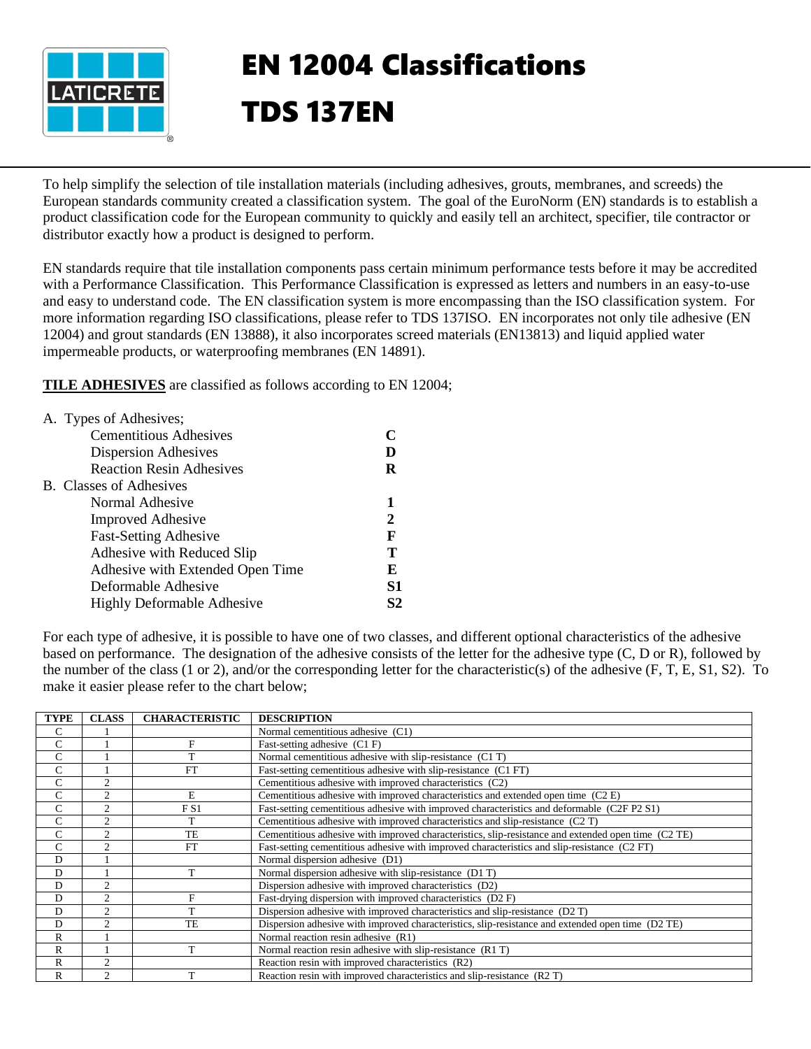# EN 12004 Classifications

# TDS 137EN

To help simplify the selection of tile installation materials (including adhesives, grouts, membranes, and screeds) the European standards community created a classification system. The goal of the EuroNorm (EN) standards is to establish a product classification code for the European community to quickly and easily tell an architect, specifier, tile contractor or distributor exactly how a product is designed to perform.

EN standards require that tile installation components pass certain minimum performance tests before it may be accredited with a Performance Classification. This Performance Classification is expressed as letters and numbers in an easy-to-use and easy to understand code. The EN classification system is more encompassing than the ISO classification system. For more information regarding ISO classifications, please refer to TDS 137ISO. EN incorporates not only tile adhesive (EN 12004) and grout standards (EN 13888), it also incorporates screed materials (EN13813) and liquid applied water impermeable products, or waterproofing membranes (EN 14891).

**TILE ADHESIVES** are classified as follows according to EN 12004;

A. Types of Adhesives;

| | |
|---|---|
| Cementitious Adhesives | **C** |
| Dispersion Adhesives | **D** |
| Reaction Resin Adhesives | **R** |

B. Classes of Adhesives

| | |
|---|---|
| Normal Adhesive | **1** |
| Improved Adhesive | **2** |
| Fast-Setting Adhesive | **F** |
| Adhesive with Reduced Slip | **T** |
| Adhesive with Extended Open Time | **E** |
| Deformable Adhesive | **S1** |
| Highly Deformable Adhesive | **S2** |

For each type of adhesive, it is possible to have one of two classes, and different optional characteristics of the adhesive based on performance. The designation of the adhesive consists of the letter for the adhesive type (C, D or R), followed by the number of the class (1 or 2), and/or the corresponding letter for the characteristic(s) of the adhesive (F, T, E, S1, S2). To make it easier please refer to the chart below;

| TYPE | CLASS | CHARACTERISTIC | DESCRIPTION |
|---|---|---|---|
| C | 1 | | Normal cementitious adhesive (C1) |
| C | 1 | F | Fast-setting adhesive (C1 F) |
| C | 1 | T | Normal cementitious adhesive with slip-resistance (C1 T) |
| C | 1 | FT | Fast-setting cementitious adhesive with slip-resistance (C1 FT) |
| C | 2 | | Cementitious adhesive with improved characteristics (C2) |
| C | 2 | E | Cementitious adhesive with improved characteristics and extended open time (C2 E) |
| C | 2 | F S1 | Fast-setting cementitious adhesive with improved characteristics and deformable (C2F P2 S1) |
| C | 2 | T | Cementitious adhesive with improved characteristics and slip-resistance (C2 T) |
| C | 2 | TE | Cementitious adhesive with improved characteristics, slip-resistance and extended open time (C2 TE) |
| C | 2 | FT | Fast-setting cementitious adhesive with improved characteristics and slip-resistance (C2 FT) |
| D | 1 | | Normal dispersion adhesive (D1) |
| D | 1 | T | Normal dispersion adhesive with slip-resistance (D1 T) |
| D | 2 | | Dispersion adhesive with improved characteristics (D2) |
| D | 2 | F | Fast-drying dispersion with improved characteristics (D2 F) |
| D | 2 | T | Dispersion adhesive with improved characteristics and slip-resistance (D2 T) |
| D | 2 | TE | Dispersion adhesive with improved characteristics, slip-resistance and extended open time (D2 TE) |
| R | 1 | | Normal reaction resin adhesive (R1) |
| R | 1 | T | Normal reaction resin adhesive with slip-resistance (R1 T) |
| R | 2 | | Reaction resin with improved characteristics (R2) |
| R | 2 | T | Reaction resin with improved characteristics and slip-resistance (R2 T) |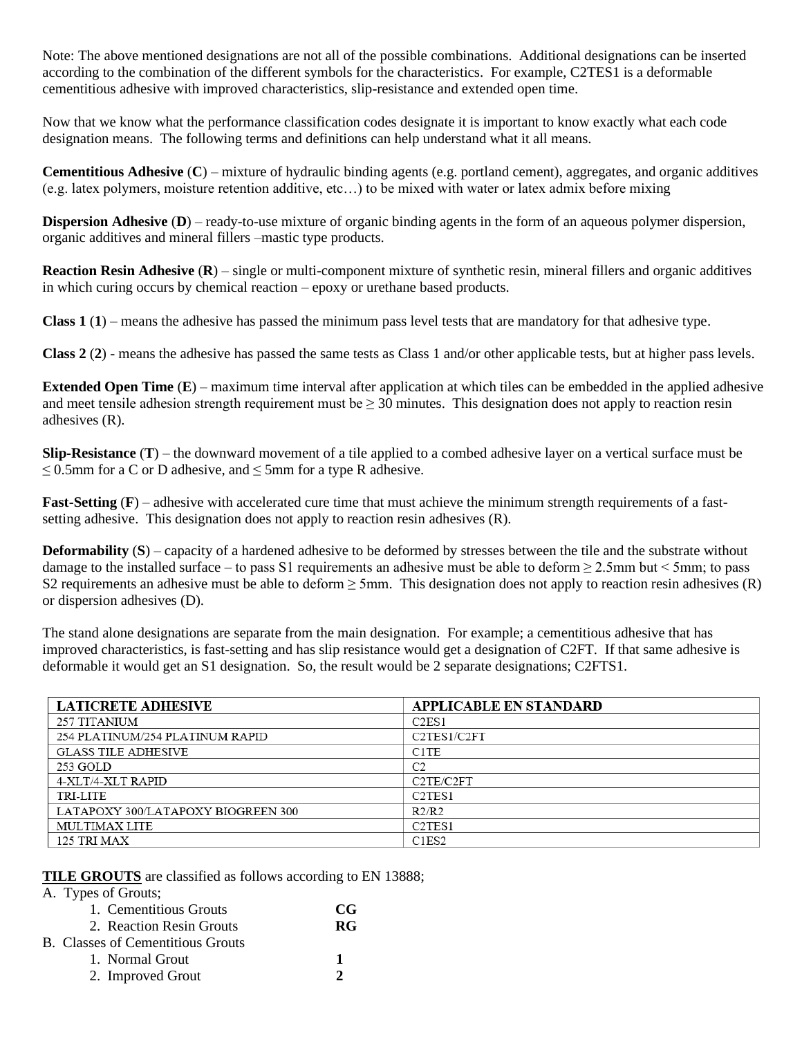Note: The above mentioned designations are not all of the possible combinations. Additional designations can be inserted according to the combination of the different symbols for the characteristics. For example, C2TES1 is a deformable cementitious adhesive with improved characteristics, slip-resistance and extended open time.

Now that we know what the performance classification codes designate it is important to know exactly what each code designation means. The following terms and definitions can help understand what it all means.

**Cementitious Adhesive** (**C**) – mixture of hydraulic binding agents (e.g. portland cement), aggregates, and organic additives (e.g. latex polymers, moisture retention additive, etc…) to be mixed with water or latex admix before mixing

**Dispersion Adhesive** (**D**) – ready-to-use mixture of organic binding agents in the form of an aqueous polymer dispersion, organic additives and mineral fillers –mastic type products.

**Reaction Resin Adhesive** (**R**) – single or multi-component mixture of synthetic resin, mineral fillers and organic additives in which curing occurs by chemical reaction – epoxy or urethane based products.

**Class 1** (**1**) – means the adhesive has passed the minimum pass level tests that are mandatory for that adhesive type.

**Class 2** (**2**) - means the adhesive has passed the same tests as Class 1 and/or other applicable tests, but at higher pass levels.

**Extended Open Time** (**E**) – maximum time interval after application at which tiles can be embedded in the applied adhesive and meet tensile adhesion strength requirement must be ≥ 30 minutes. This designation does not apply to reaction resin adhesives (R).

**Slip-Resistance** (**T**) – the downward movement of a tile applied to a combed adhesive layer on a vertical surface must be ≤ 0.5mm for a C or D adhesive, and ≤ 5mm for a type R adhesive.

**Fast-Setting** (**F**) – adhesive with accelerated cure time that must achieve the minimum strength requirements of a fast-setting adhesive. This designation does not apply to reaction resin adhesives (R).

**Deformability** (**S**) – capacity of a hardened adhesive to be deformed by stresses between the tile and the substrate without damage to the installed surface – to pass S1 requirements an adhesive must be able to deform ≥ 2.5mm but < 5mm; to pass S2 requirements an adhesive must be able to deform ≥ 5mm. This designation does not apply to reaction resin adhesives (R) or dispersion adhesives (D).

The stand alone designations are separate from the main designation. For example; a cementitious adhesive that has improved characteristics, is fast-setting and has slip resistance would get a designation of C2FT. If that same adhesive is deformable it would get an S1 designation. So, the result would be 2 separate designations; C2FTS1.

| LATICRETE ADHESIVE | APPLICABLE EN STANDARD |
| --- | --- |
| 257 TITANIUM | C2ES1 |
| 254 PLATINUM/254 PLATINUM RAPID | C2TES1/C2FT |
| GLASS TILE ADHESIVE | C1TE |
| 253 GOLD | C2 |
| 4-XLT/4-XLT RAPID | C2TE/C2FT |
| TRI-LITE | C2TES1 |
| LATAPOXY 300/LATAPOXY BIOGREEN 300 | R2/R2 |
| MULTIMAX LITE | C2TES1 |
| 125 TRI MAX | C1ES2 |

**TILE GROUTS** are classified as follows according to EN 13888;

A. Types of Grouts;
   1. Cementitious Grouts **CG**
   2. Reaction Resin Grouts **RG**

B. Classes of Cementitious Grouts
   1. Normal Grout **1**
   2. Improved Grout **2**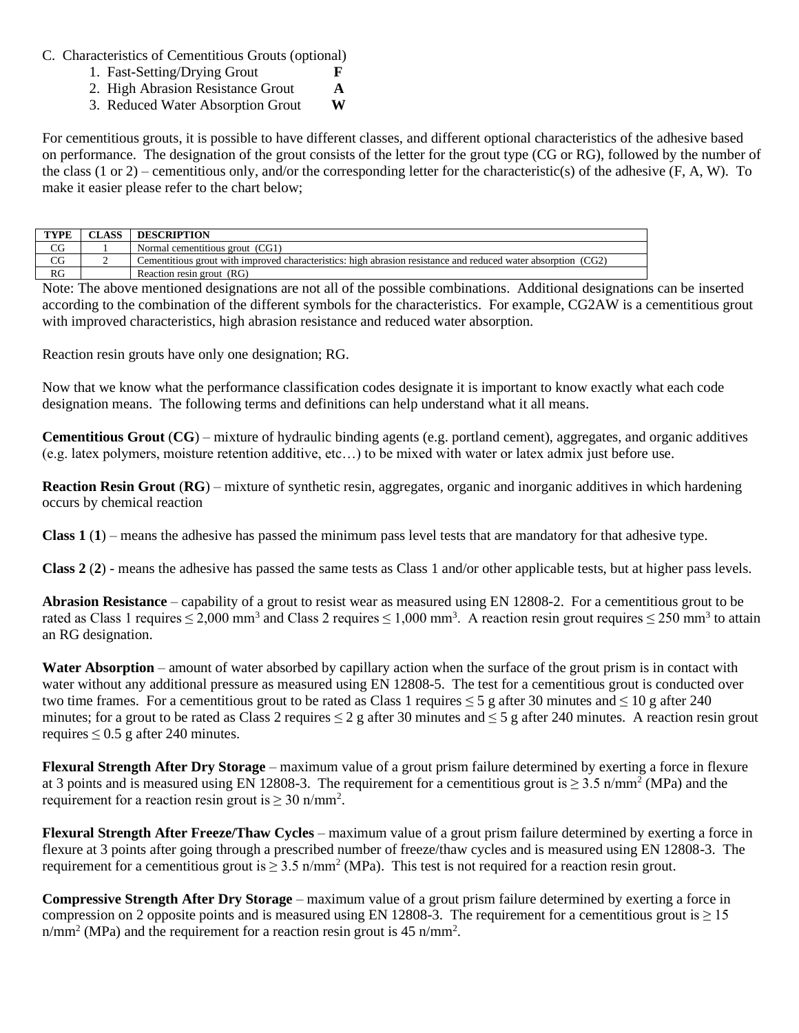C. Characteristics of Cementitious Grouts (optional)

1. Fast-Setting/Drying Grout **F**
2. High Abrasion Resistance Grout **A**
3. Reduced Water Absorption Grout **W**

For cementitious grouts, it is possible to have different classes, and different optional characteristics of the adhesive based on performance. The designation of the grout consists of the letter for the grout type (CG or RG), followed by the number of the class (1 or 2) – cementitious only, and/or the corresponding letter for the characteristic(s) of the adhesive (F, A, W). To make it easier please refer to the chart below;

| TYPE | CLASS | DESCRIPTION |
|---|---|---|
| CG | 1 | Normal cementitious grout (CG1) |
| CG | 2 | Cementitious grout with improved characteristics: high abrasion resistance and reduced water absorption (CG2) |
| RG | | Reaction resin grout (RG) |

Note: The above mentioned designations are not all of the possible combinations. Additional designations can be inserted according to the combination of the different symbols for the characteristics. For example, CG2AW is a cementitious grout with improved characteristics, high abrasion resistance and reduced water absorption.

Reaction resin grouts have only one designation; RG.

Now that we know what the performance classification codes designate it is important to know exactly what each code designation means. The following terms and definitions can help understand what it all means.

**Cementitious Grout** (**CG**) – mixture of hydraulic binding agents (e.g. portland cement), aggregates, and organic additives (e.g. latex polymers, moisture retention additive, etc…) to be mixed with water or latex admix just before use.

**Reaction Resin Grout** (**RG**) – mixture of synthetic resin, aggregates, organic and inorganic additives in which hardening occurs by chemical reaction

**Class 1** (**1**) – means the adhesive has passed the minimum pass level tests that are mandatory for that adhesive type.

**Class 2** (**2**) - means the adhesive has passed the same tests as Class 1 and/or other applicable tests, but at higher pass levels.

**Abrasion Resistance** – capability of a grout to resist wear as measured using EN 12808-2. For a cementitious grout to be rated as Class 1 requires $\leq$ 2,000 $mm^3$ and Class 2 requires $\leq$ 1,000 $mm^3$. A reaction resin grout requires $\leq$ 250 $mm^3$ to attain an RG designation.

**Water Absorption** – amount of water absorbed by capillary action when the surface of the grout prism is in contact with water without any additional pressure as measured using EN 12808-5. The test for a cementitious grout is conducted over two time frames. For a cementitious grout to be rated as Class 1 requires $\leq$ 5 g after 30 minutes and $\leq$ 10 g after 240 minutes; for a grout to be rated as Class 2 requires $\leq$ 2 g after 30 minutes and $\leq$ 5 g after 240 minutes. A reaction resin grout requires $\leq$ 0.5 g after 240 minutes.

**Flexural Strength After Dry Storage** – maximum value of a grout prism failure determined by exerting a force in flexure at 3 points and is measured using EN 12808-3. The requirement for a cementitious grout is $\geq$ 3.5 $n/mm^2$ (MPa) and the requirement for a reaction resin grout is $\geq$ 30 $n/mm^2$.

**Flexural Strength After Freeze/Thaw Cycles** – maximum value of a grout prism failure determined by exerting a force in flexure at 3 points after going through a prescribed number of freeze/thaw cycles and is measured using EN 12808-3. The requirement for a cementitious grout is $\geq$ 3.5 $n/mm^2$ (MPa). This test is not required for a reaction resin grout.

**Compressive Strength After Dry Storage** – maximum value of a grout prism failure determined by exerting a force in compression on 2 opposite points and is measured using EN 12808-3. The requirement for a cementitious grout is $\geq$ 15 $n/mm^2$ (MPa) and the requirement for a reaction resin grout is 45 $n/mm^2$.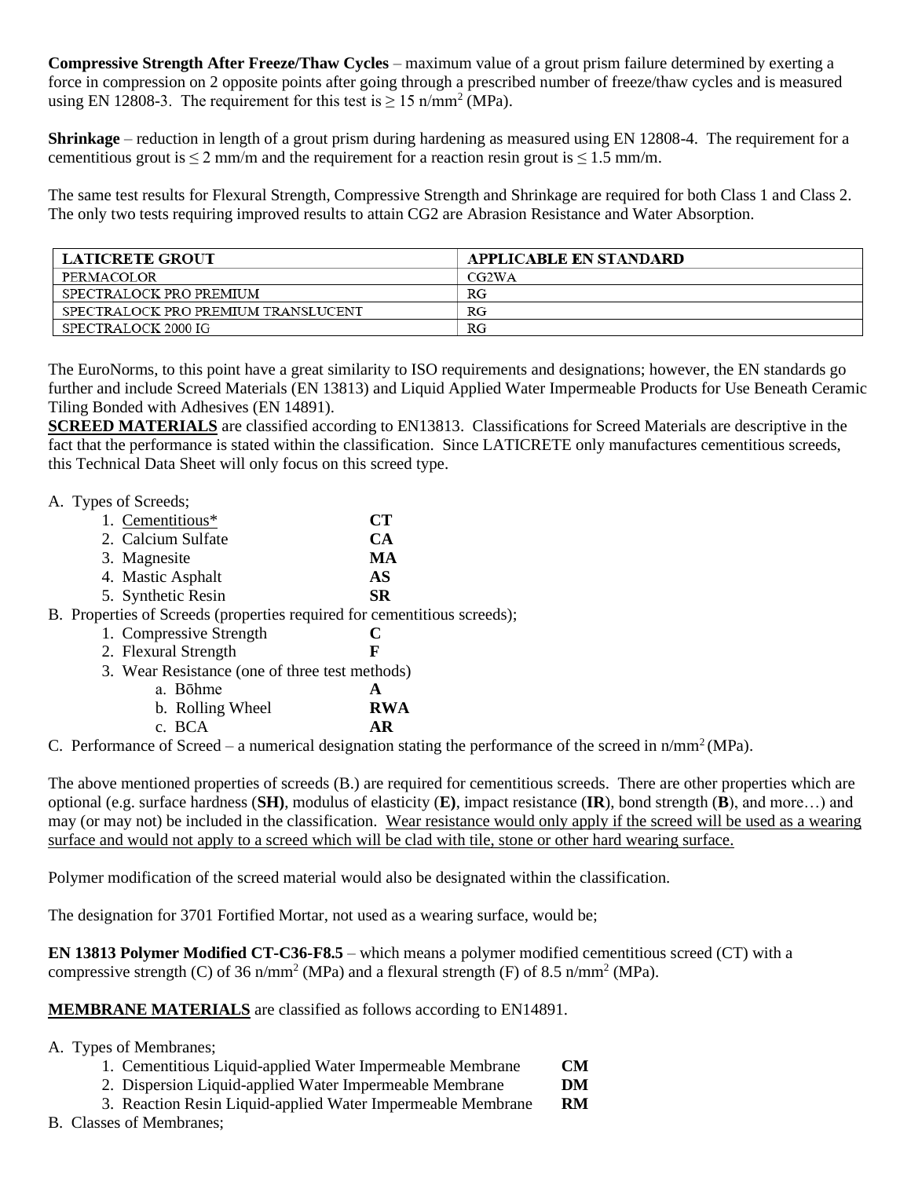**Compressive Strength After Freeze/Thaw Cycles** – maximum value of a grout prism failure determined by exerting a force in compression on 2 opposite points after going through a prescribed number of freeze/thaw cycles and is measured using EN 12808-3. The requirement for this test is ≥ 15 n/mm² (MPa).

**Shrinkage** – reduction in length of a grout prism during hardening as measured using EN 12808-4. The requirement for a cementitious grout is ≤ 2 mm/m and the requirement for a reaction resin grout is ≤ 1.5 mm/m.

The same test results for Flexural Strength, Compressive Strength and Shrinkage are required for both Class 1 and Class 2. The only two tests requiring improved results to attain CG2 are Abrasion Resistance and Water Absorption.

| LATICRETE GROUT | APPLICABLE EN STANDARD |
|---|---|
| PERMACOLOR | CG2WA |
| SPECTRALOCK PRO PREMIUM | RG |
| SPECTRALOCK PRO PREMIUM TRANSLUCENT | RG |
| SPECTRALOCK 2000 IG | RG |

The EuroNorms, to this point have a great similarity to ISO requirements and designations; however, the EN standards go further and include Screed Materials (EN 13813) and Liquid Applied Water Impermeable Products for Use Beneath Ceramic Tiling Bonded with Adhesives (EN 14891).

<u>**SCREED MATERIALS**</u> are classified according to EN13813. Classifications for Screed Materials are descriptive in the fact that the performance is stated within the classification. Since LATICRETE only manufactures cementitious screeds, this Technical Data Sheet will only focus on this screed type.

A. Types of Screeds;
   1. <u>Cementitious*</u> **CT**
   2. Calcium Sulfate **CA**
   3. Magnesite **MA**
   4. Mastic Asphalt **AS**
   5. Synthetic Resin **SR**

B. Properties of Screeds (properties required for cementitious screeds);
   1. Compressive Strength **C**
   2. Flexural Strength **F**
   3. Wear Resistance (one of three test methods)
      a. Bõhme **A**
      b. Rolling Wheel **RWA**
      c. BCA **AR**

C. Performance of Screed – a numerical designation stating the performance of the screed in n/mm² (MPa).

The above mentioned properties of screeds (B.) are required for cementitious screeds. There are other properties which are optional (e.g. surface hardness (**SH)**, modulus of elasticity (**E)**, impact resistance (**IR**), bond strength (**B**), and more…) and may (or may not) be included in the classification. <u>Wear resistance would only apply if the screed will be used as a wearing surface and would not apply to a screed which will be clad with tile, stone or other hard wearing surface.</u>

Polymer modification of the screed material would also be designated within the classification.

The designation for 3701 Fortified Mortar, not used as a wearing surface, would be;

**EN 13813 Polymer Modified CT-C36-F8.5** – which means a polymer modified cementitious screed (CT) with a compressive strength (C) of 36 n/mm² (MPa) and a flexural strength (F) of 8.5 n/mm² (MPa).

<u>**MEMBRANE MATERIALS**</u> are classified as follows according to EN14891.

A. Types of Membranes;
   1. Cementitious Liquid-applied Water Impermeable Membrane **CM**
   2. Dispersion Liquid-applied Water Impermeable Membrane **DM**
   3. Reaction Resin Liquid-applied Water Impermeable Membrane **RM**

B. Classes of Membranes;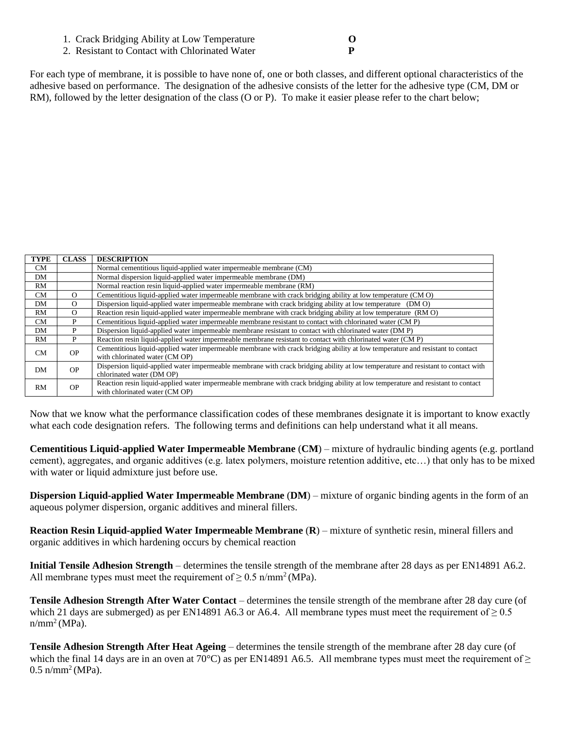1. Crack Bridging Ability at Low Temperature **O**
2. Resistant to Contact with Chlorinated Water **P**

For each type of membrane, it is possible to have none of, one or both classes, and different optional characteristics of the adhesive based on performance. The designation of the adhesive consists of the letter for the adhesive type (CM, DM or RM), followed by the letter designation of the class (O or P). To make it easier please refer to the chart below;

| TYPE | CLASS | DESCRIPTION |
|---|---|---|
| CM | | Normal cementitious liquid-applied water impermeable membrane (CM) |
| DM | | Normal dispersion liquid-applied water impermeable membrane (DM) |
| RM | | Normal reaction resin liquid-applied water impermeable membrane (RM) |
| CM | O | Cementitious liquid-applied water impermeable membrane with crack bridging ability at low temperature (CM O) |
| DM | O | Dispersion liquid-applied water impermeable membrane with crack bridging ability at low temperature (DM O) |
| RM | O | Reaction resin liquid-applied water impermeable membrane with crack bridging ability at low temperature (RM O) |
| CM | P | Cementitious liquid-applied water impermeable membrane resistant to contact with chlorinated water (CM P) |
| DM | P | Dispersion liquid-applied water impermeable membrane resistant to contact with chlorinated water (DM P) |
| RM | P | Reaction resin liquid-applied water impermeable membrane resistant to contact with chlorinated water (CM P) |
| CM | OP | Cementitious liquid-applied water impermeable membrane with crack bridging ability at low temperature and resistant to contact with chlorinated water (CM OP) |
| DM | OP | Dispersion liquid-applied water impermeable membrane with crack bridging ability at low temperature and resistant to contact with chlorinated water (DM OP) |
| RM | OP | Reaction resin liquid-applied water impermeable membrane with crack bridging ability at low temperature and resistant to contact with chlorinated water (CM OP) |

Now that we know what the performance classification codes of these membranes designate it is important to know exactly what each code designation refers. The following terms and definitions can help understand what it all means.

**Cementitious Liquid-applied Water Impermeable Membrane** (**CM**) – mixture of hydraulic binding agents (e.g. portland cement), aggregates, and organic additives (e.g. latex polymers, moisture retention additive, etc…) that only has to be mixed with water or liquid admixture just before use.

**Dispersion Liquid-applied Water Impermeable Membrane** (**DM**) – mixture of organic binding agents in the form of an aqueous polymer dispersion, organic additives and mineral fillers.

**Reaction Resin Liquid-applied Water Impermeable Membrane** (**R**) – mixture of synthetic resin, mineral fillers and organic additives in which hardening occurs by chemical reaction

**Initial Tensile Adhesion Strength** – determines the tensile strength of the membrane after 28 days as per EN14891 A6.2. All membrane types must meet the requirement of $\geq 0.5$ n/mm$^2$ (MPa).

**Tensile Adhesion Strength After Water Contact** – determines the tensile strength of the membrane after 28 day cure (of which 21 days are submerged) as per EN14891 A6.3 or A6.4. All membrane types must meet the requirement of $\geq 0.5$ n/mm$^2$ (MPa).

**Tensile Adhesion Strength After Heat Ageing** – determines the tensile strength of the membrane after 28 day cure (of which the final 14 days are in an oven at 70°C) as per EN14891 A6.5. All membrane types must meet the requirement of $\geq 0.5$ n/mm$^2$ (MPa).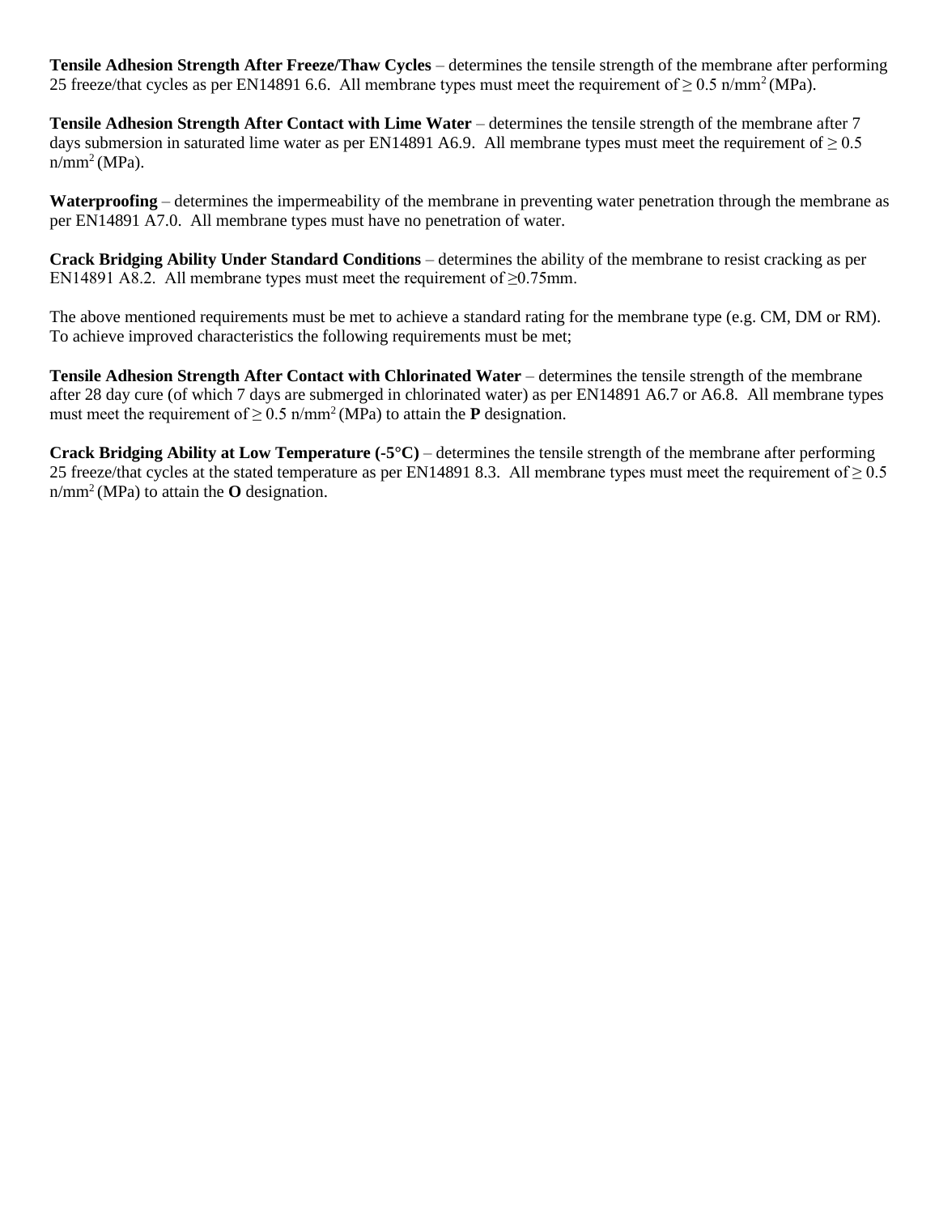**Tensile Adhesion Strength After Freeze/Thaw Cycles** – determines the tensile strength of the membrane after performing 25 freeze/that cycles as per EN14891 6.6. All membrane types must meet the requirement of ≥ 0.5 n/mm$^2$ (MPa).

**Tensile Adhesion Strength After Contact with Lime Water** – determines the tensile strength of the membrane after 7 days submersion in saturated lime water as per EN14891 A6.9. All membrane types must meet the requirement of ≥ 0.5 n/mm$^2$ (MPa).

**Waterproofing** – determines the impermeability of the membrane in preventing water penetration through the membrane as per EN14891 A7.0. All membrane types must have no penetration of water.

**Crack Bridging Ability Under Standard Conditions** – determines the ability of the membrane to resist cracking as per EN14891 A8.2. All membrane types must meet the requirement of ≥0.75mm.

The above mentioned requirements must be met to achieve a standard rating for the membrane type (e.g. CM, DM or RM). To achieve improved characteristics the following requirements must be met;

**Tensile Adhesion Strength After Contact with Chlorinated Water** – determines the tensile strength of the membrane after 28 day cure (of which 7 days are submerged in chlorinated water) as per EN14891 A6.7 or A6.8. All membrane types must meet the requirement of ≥ 0.5 n/mm$^2$ (MPa) to attain the **P** designation.

**Crack Bridging Ability at Low Temperature (-5°C)** – determines the tensile strength of the membrane after performing 25 freeze/that cycles at the stated temperature as per EN14891 8.3. All membrane types must meet the requirement of ≥ 0.5 n/mm$^2$ (MPa) to attain the **O** designation.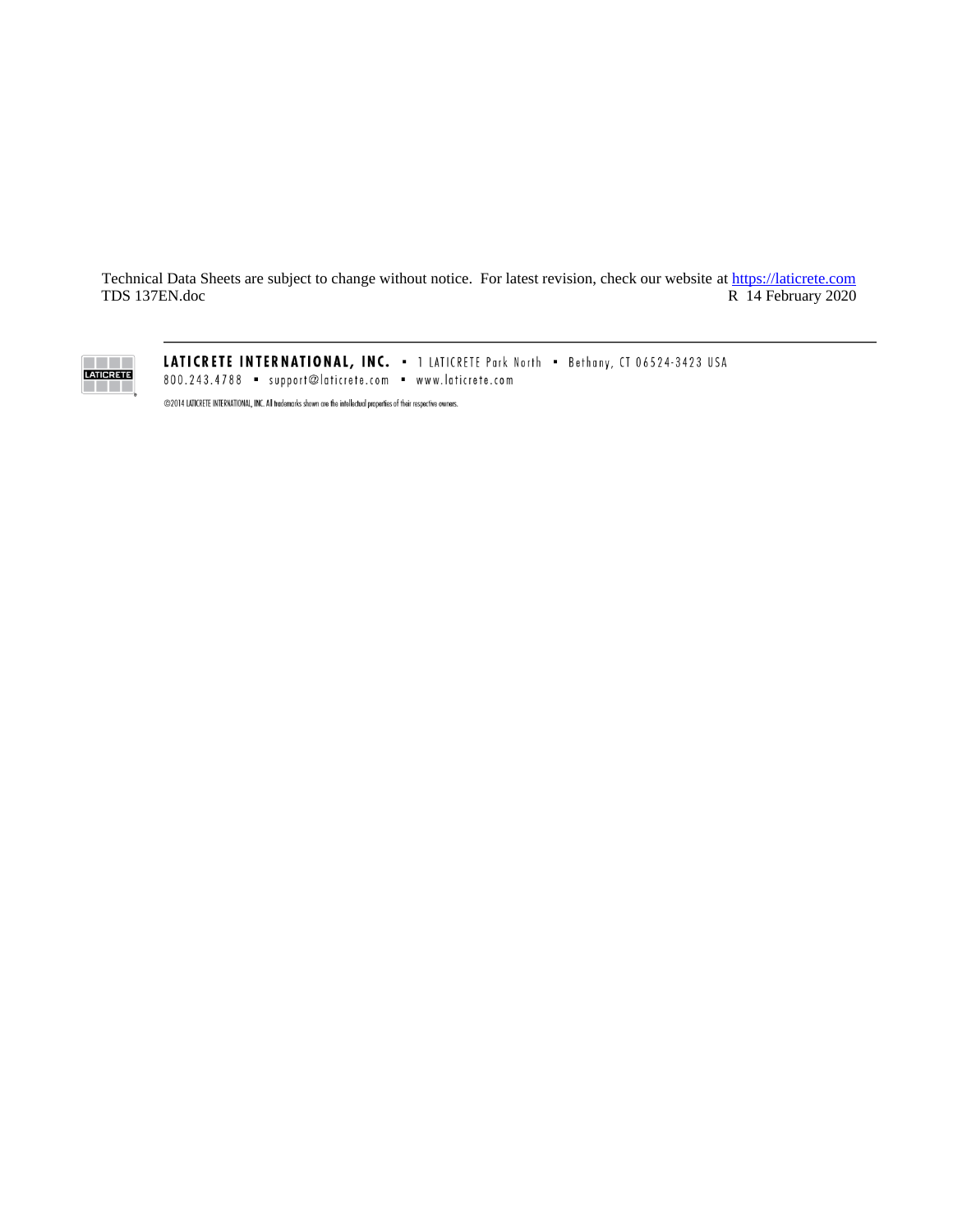Technical Data Sheets are subject to change without notice. For latest revision, check our website at [https://laticrete.com](https://laticrete.com)
TDS 137EN.doc R 14 February 2020

**LATICRETE INTERNATIONAL, INC.** ▪ 1 LATICRETE Park North ▪ Bethany, CT 06524-3423 USA
800.243.4788 ▪ support@laticrete.com ▪ www.laticrete.com

©2014 LATICRETE INTERNATIONAL, INC. All trademarks shown are the intellectual properties of their respective owners.